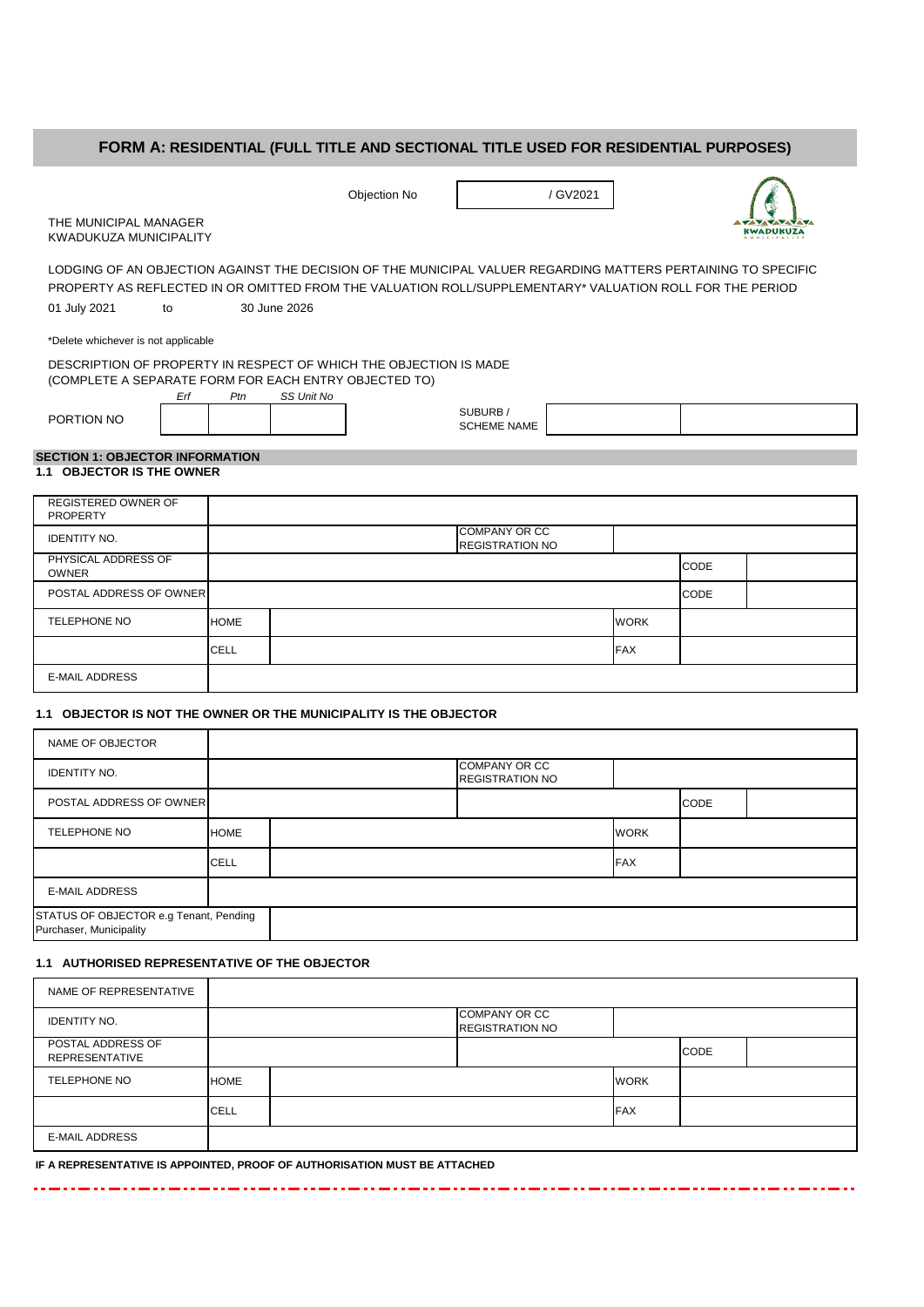# FORM A: RESIDENTIAL (FULL TITLE AND SECTIONAL TITLE USED FOR RESIDENTIAL PURPOSES)

Objection No | / GV2021 |

THE MUNICIPAL MANAGER
KWADUKUZA MUNICIPALITY

LODGING OF AN OBJECTION AGAINST THE DECISION OF THE MUNICIPAL VALUER REGARDING MATTERS PERTAINING TO SPECIFIC PROPERTY AS REFLECTED IN OR OMITTED FROM THE VALUATION ROLL/SUPPLEMENTARY* VALUATION ROLL FOR THE PERIOD

01 July 2021 to 30 June 2026

*Delete whichever is not applicable

DESCRIPTION OF PROPERTY IN RESPECT OF WHICH THE OBJECTION IS MADE
(COMPLETE A SEPARATE FORM FOR EACH ENTRY OBJECTED TO)

| | *Erf* | *Ptn* | *SS Unit No* | | | |
|---|---|---|---|---|---|---|
| PORTION NO | | | | SUBURB / SCHEME NAME | | |

## SECTION 1: OBJECTOR INFORMATION

### 1.1 OBJECTOR IS THE OWNER

| | | | | | |
|---|---|---|---|---|---|
| REGISTERED OWNER OF PROPERTY | | | | | |
| IDENTITY NO. | | COMPANY OR CC REGISTRATION NO | | | |
| PHYSICAL ADDRESS OF OWNER | | | | CODE | |
| POSTAL ADDRESS OF OWNER | | | | CODE | |
| TELEPHONE NO | HOME | | WORK | | |
| | CELL | | FAX | | |
| E-MAIL ADDRESS | | | | | |

### 1.1 OBJECTOR IS NOT THE OWNER OR THE MUNICIPALITY IS THE OBJECTOR

| | | | | | |
|---|---|---|---|---|---|
| NAME OF OBJECTOR | | | | | |
| IDENTITY NO. | | COMPANY OR CC REGISTRATION NO | | | |
| POSTAL ADDRESS OF OWNER | | | | CODE | |
| TELEPHONE NO | HOME | | WORK | | |
| | CELL | | FAX | | |
| E-MAIL ADDRESS | | | | | |
| STATUS OF OBJECTOR e.g Tenant, Pending Purchaser, Municipality | | | | | |

### 1.1 AUTHORISED REPRESENTATIVE OF THE OBJECTOR

| | | | | | |
|---|---|---|---|---|---|
| NAME OF REPRESENTATIVE | | | | | |
| IDENTITY NO. | | COMPANY OR CC REGISTRATION NO | | | |
| POSTAL ADDRESS OF REPRESENTATIVE | | | | CODE | |
| TELEPHONE NO | HOME | | WORK | | |
| | CELL | | FAX | | |
| E-MAIL ADDRESS | | | | | |

**IF A REPRESENTATIVE IS APPOINTED, PROOF OF AUTHORISATION MUST BE ATTACHED**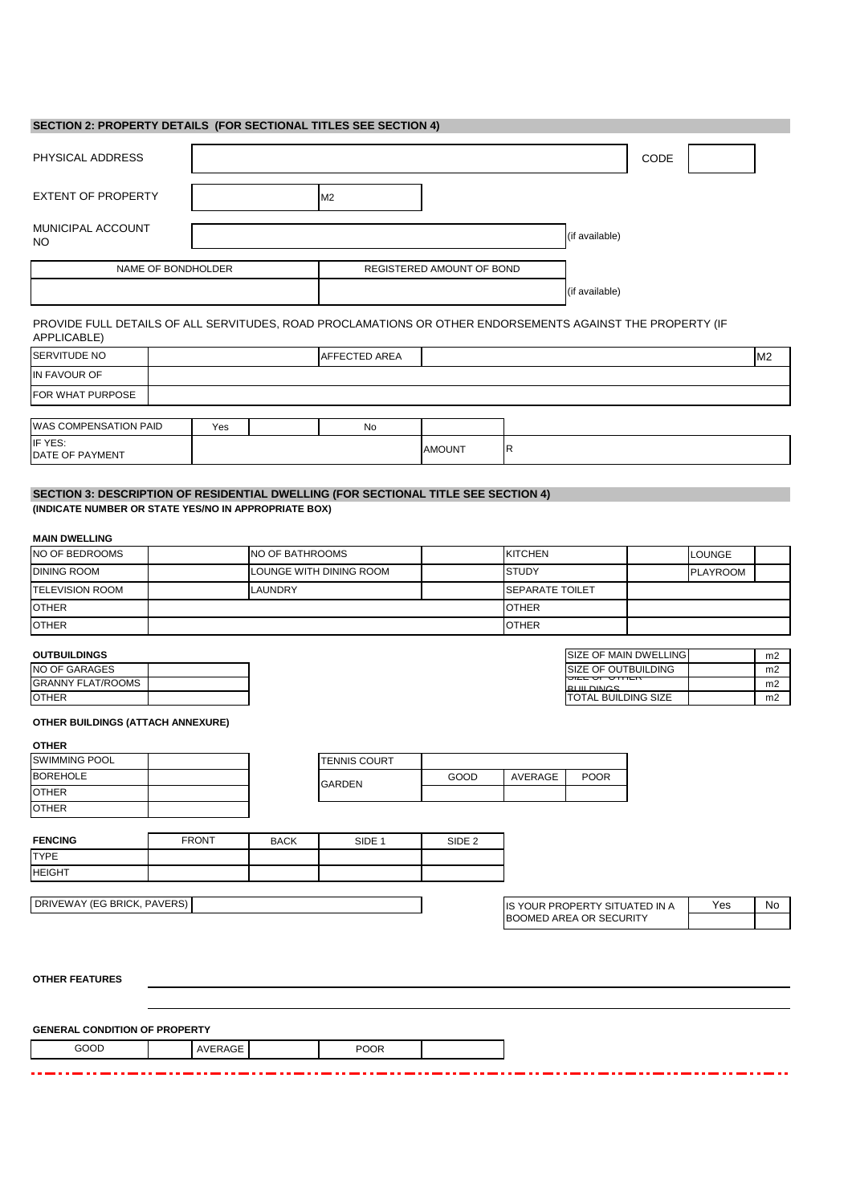## SECTION 2: PROPERTY DETAILS (FOR SECTIONAL TITLES SEE SECTION 4)

| PHYSICAL ADDRESS | | CODE | |
|---|---|---|---|

| EXTENT OF PROPERTY | | M2 |
|---|---|---|

| MUNICIPAL ACCOUNT NO | | (if available) |
|---|---|---|

| NAME OF BONDHOLDER | REGISTERED AMOUNT OF BOND | |
|---|---|---|
| | | (if available) |

PROVIDE FULL DETAILS OF ALL SERVITUDES, ROAD PROCLAMATIONS OR OTHER ENDORSEMENTS AGAINST THE PROPERTY (IF APPLICABLE)

| SERVITUDE NO | | AFFECTED AREA | | M2 |
|---|---|---|---|---|
| IN FAVOUR OF | | | | |
| FOR WHAT PURPOSE | | | | |

| WAS COMPENSATION PAID | Yes | | No | | |
|---|---|---|---|---|---|
| IF YES: DATE OF PAYMENT | | | | AMOUNT | R |

## SECTION 3: DESCRIPTION OF RESIDENTIAL DWELLING (FOR SECTIONAL TITLE SEE SECTION 4)

**(INDICATE NUMBER OR STATE YES/NO IN APPROPRIATE BOX)**

**MAIN DWELLING**

| NO OF BEDROOMS | | NO OF BATHROOMS | | KITCHEN | | LOUNGE | |
|---|---|---|---|---|---|---|---|
| DINING ROOM | | LOUNGE WITH DINING ROOM | | STUDY | | PLAYROOM | |
| TELEVISION ROOM | | LAUNDRY | | SEPARATE TOILET | | | |
| OTHER | | | | OTHER | | | |
| OTHER | | | | OTHER | | | |

**OUTBUILDINGS**

| NO OF GARAGES | |
|---|---|
| GRANNY FLAT/ROOMS | |
| OTHER | |

| SIZE OF MAIN DWELLING | | m2 |
|---|---|---|
| SIZE OF OUTBUILDING | | m2 |
| SIZE OF OTHER BUILDINGS | | m2 |
| TOTAL BUILDING SIZE | | m2 |

**OTHER BUILDINGS (ATTACH ANNEXURE)**

**OTHER**

| SWIMMING POOL | |
|---|---|
| BOREHOLE | |
| OTHER | |
| OTHER | |

| TENNIS COURT | | | |
|---|---|---|---|
| GARDEN | GOOD | AVERAGE | POOR |
| | | | |

| FENCING | FRONT | BACK | SIDE 1 | SIDE 2 |
|---|---|---|---|---|
| TYPE | | | | |
| HEIGHT | | | | |

| DRIVEWAY (EG BRICK, PAVERS) | |
|---|---|

| IS YOUR PROPERTY SITUATED IN A BOOMED AREA OR SECURITY | Yes | No |
|---|---|---|
| | | |

**OTHER FEATURES** ______________________________

______________________________

**GENERAL CONDITION OF PROPERTY**

| GOOD | | AVERAGE | | POOR | |
|---|---|---|---|---|---|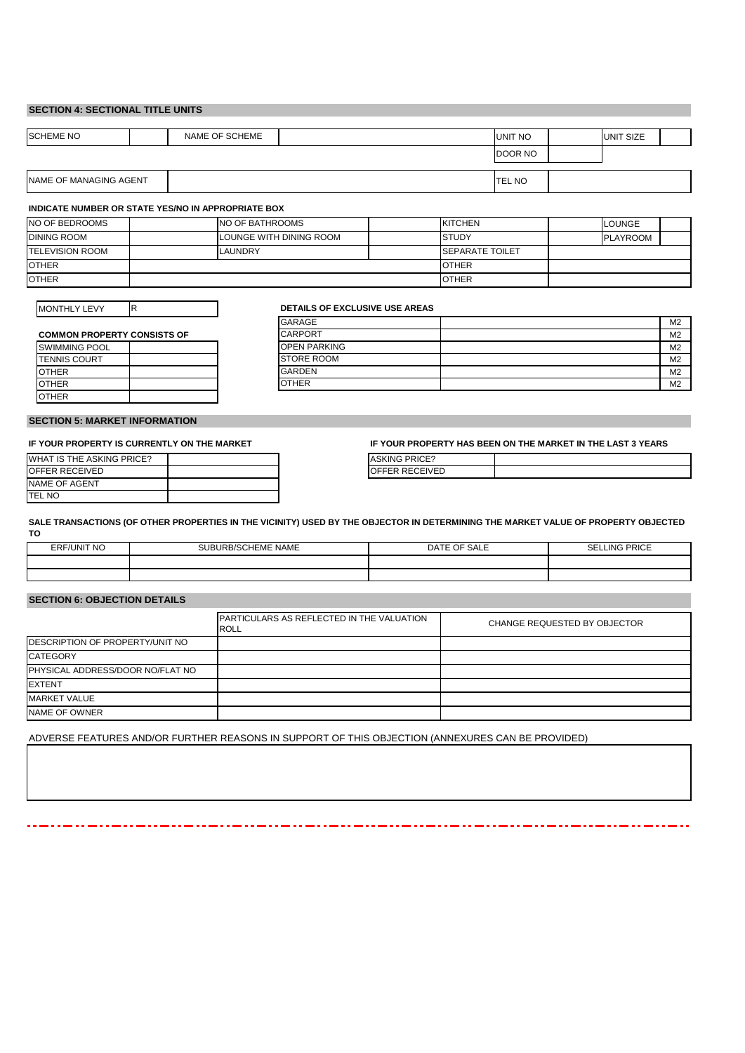## SECTION 4: SECTIONAL TITLE UNITS

| SCHEME NO | | NAME OF SCHEME | | UNIT NO | | UNIT SIZE | |
|---|---|---|---|---|---|---|---|
| | | | | DOOR NO | | | |

| NAME OF MANAGING AGENT | | TEL NO | |
|---|---|---|---|

**INDICATE NUMBER OR STATE YES/NO IN APPROPRIATE BOX**

| NO OF BEDROOMS | | NO OF BATHROOMS | | KITCHEN | | LOUNGE | |
|---|---|---|---|---|---|---|---|
| DINING ROOM | | LOUNGE WITH DINING ROOM | | STUDY | | PLAYROOM | |
| TELEVISION ROOM | | LAUNDRY | | SEPARATE TOILET | | | |
| OTHER | | | | OTHER | | | |
| OTHER | | | | OTHER | | | |

| MONTHLY LEVY | R |
|---|---|

**COMMON PROPERTY CONSISTS OF**

| SWIMMING POOL | |
|---|---|
| TENNIS COURT | |
| OTHER | |
| OTHER | |
| OTHER | |

**DETAILS OF EXCLUSIVE USE AREAS**

| GARAGE | | M2 |
|---|---|---|
| CARPORT | | M2 |
| OPEN PARKING | | M2 |
| STORE ROOM | | M2 |
| GARDEN | | M2 |
| OTHER | | M2 |

## SECTION 5: MARKET INFORMATION

**IF YOUR PROPERTY IS CURRENTLY ON THE MARKET**

| WHAT IS THE ASKING PRICE? | |
|---|---|
| OFFER RECEIVED | |
| NAME OF AGENT | |
| TEL NO | |

**IF YOUR PROPERTY HAS BEEN ON THE MARKET IN THE LAST 3 YEARS**

| ASKING PRICE? | |
|---|---|
| OFFER RECEIVED | |

**SALE TRANSACTIONS (OF OTHER PROPERTIES IN THE VICINITY) USED BY THE OBJECTOR IN DETERMINING THE MARKET VALUE OF PROPERTY OBJECTED TO**

| ERF/UNIT NO | SUBURB/SCHEME NAME | DATE OF SALE | SELLING PRICE |
|---|---|---|---|
| | | | |
| | | | |

## SECTION 6: OBJECTION DETAILS

| | PARTICULARS AS REFLECTED IN THE VALUATION ROLL | CHANGE REQUESTED BY OBJECTOR |
|---|---|---|
| DESCRIPTION OF PROPERTY/UNIT NO | | |
| CATEGORY | | |
| PHYSICAL ADDRESS/DOOR NO/FLAT NO | | |
| EXTENT | | |
| MARKET VALUE | | |
| NAME OF OWNER | | |

ADVERSE FEATURES AND/OR FURTHER REASONS IN SUPPORT OF THIS OBJECTION (ANNEXURES CAN BE PROVIDED)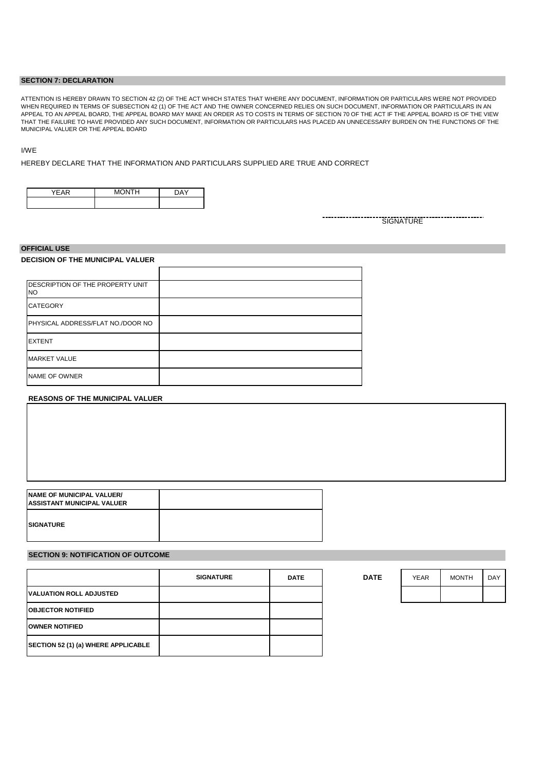## SECTION 7: DECLARATION

ATTENTION IS HEREBY DRAWN TO SECTION 42 (2) OF THE ACT WHICH STATES THAT WHERE ANY DOCUMENT, INFORMATION OR PARTICULARS WERE NOT PROVIDED WHEN REQUIRED IN TERMS OF SUBSECTION 42 (1) OF THE ACT AND THE OWNER CONCERNED RELIES ON SUCH DOCUMENT, INFORMATION OR PARTICULARS IN AN APPEAL TO AN APPEAL BOARD, THE APPEAL BOARD MAY MAKE AN ORDER AS TO COSTS IN TERMS OF SECTION 70 OF THE ACT IF THE APPEAL BOARD IS OF THE VIEW THAT THE FAILURE TO HAVE PROVIDED ANY SUCH DOCUMENT, INFORMATION OR PARTICULARS HAS PLACED AN UNNECESSARY BURDEN ON THE FUNCTIONS OF THE MUNICIPAL VALUER OR THE APPEAL BOARD

I/WE

HEREBY DECLARE THAT THE INFORMATION AND PARTICULARS SUPPLIED ARE TRUE AND CORRECT

| YEAR | MONTH | DAY |
|---|---|---|
| | | |

SIGNATURE

## OFFICIAL USE

### DECISION OF THE MUNICIPAL VALUER

| | |
|---|---|
| DESCRIPTION OF THE PROPERTY UNIT NO | |
| CATEGORY | |
| PHYSICAL ADDRESS/FLAT NO./DOOR NO | |
| EXTENT | |
| MARKET VALUE | |
| NAME OF OWNER | |

### REASONS OF THE MUNICIPAL VALUER

| | |
|---|---|
| **NAME OF MUNICIPAL VALUER/ ASSISTANT MUNICIPAL VALUER** | |
| **SIGNATURE** | |

## SECTION 9: NOTIFICATION OF OUTCOME

| | SIGNATURE | DATE |
|---|---|---|
| **VALUATION ROLL ADJUSTED** | | |
| **OBJECTOR NOTIFIED** | | |
| **OWNER NOTIFIED** | | |
| **SECTION 52 (1) (a) WHERE APPLICABLE** | | |

**DATE**

| YEAR | MONTH | DAY |
|---|---|---|
| | | |